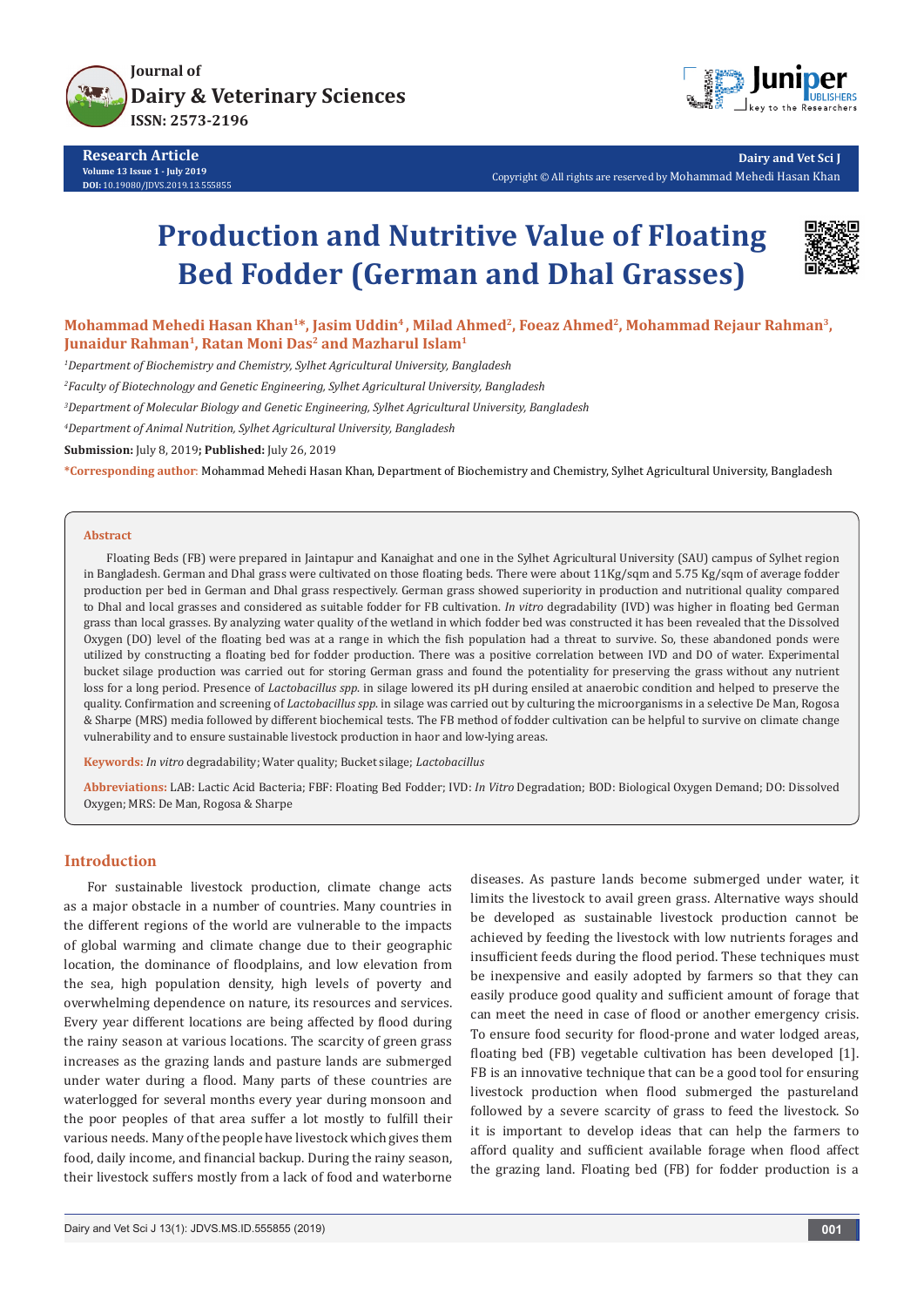Journal of
Dairy & Veterinary Sciences
ISSN: 2573-2196

**Research Article**
**Volume 13 Issue 1 - July 2019**
**DOI:** 10.19080/JDVS.2019.13.555855

**Dairy and Vet Sci J**
Copyright © All rights are reserved by Mohammad Mehedi Hasan Khan

# Production and Nutritive Value of Floating Bed Fodder (German and Dhal Grasses)

**Mohammad Mehedi Hasan Khan[1]*, Jasim Uddin[4], Milad Ahmed[2], Foeaz Ahmed[2], Mohammad Rejaur Rahman[3], Junaidur Rahman[1], Ratan Moni Das[2] and Mazharul Islam[1]**

[1]*Department of Biochemistry and Chemistry, Sylhet Agricultural University, Bangladesh*

[2]*Faculty of Biotechnology and Genetic Engineering, Sylhet Agricultural University, Bangladesh*

[3]*Department of Molecular Biology and Genetic Engineering, Sylhet Agricultural University, Bangladesh*

[4]*Department of Animal Nutrition, Sylhet Agricultural University, Bangladesh*

**Submission:** July 8, 2019**; Published:** July 26, 2019

***Corresponding author:** Mohammad Mehedi Hasan Khan, Department of Biochemistry and Chemistry, Sylhet Agricultural University, Bangladesh

## Abstract

Floating Beds (FB) were prepared in Jaintapur and Kanaighat and one in the Sylhet Agricultural University (SAU) campus of Sylhet region in Bangladesh. German and Dhal grass were cultivated on those floating beds. There were about 11Kg/sqm and 5.75 Kg/sqm of average fodder production per bed in German and Dhal grass respectively. German grass showed superiority in production and nutritional quality compared to Dhal and local grasses and considered as suitable fodder for FB cultivation. *In vitro* degradability (IVD) was higher in floating bed German grass than local grasses. By analyzing water quality of the wetland in which fodder bed was constructed it has been revealed that the Dissolved Oxygen (DO) level of the floating bed was at a range in which the fish population had a threat to survive. So, these abandoned ponds were utilized by constructing a floating bed for fodder production. There was a positive correlation between IVD and DO of water. Experimental bucket silage production was carried out for storing German grass and found the potentiality for preserving the grass without any nutrient loss for a long period. Presence of *Lactobacillus spp.* in silage lowered its pH during ensiled at anaerobic condition and helped to preserve the quality. Confirmation and screening of *Lactobacillus spp.* in silage was carried out by culturing the microorganisms in a selective De Man, Rogosa & Sharpe (MRS) media followed by different biochemical tests. The FB method of fodder cultivation can be helpful to survive on climate change vulnerability and to ensure sustainable livestock production in haor and low-lying areas.

**Keywords:** *In vitro* degradability; Water quality; Bucket silage; *Lactobacillus*

**Abbreviations:** LAB: Lactic Acid Bacteria; FBF: Floating Bed Fodder; IVD: *In Vitro* Degradation; BOD: Biological Oxygen Demand; DO: Dissolved Oxygen; MRS: De Man, Rogosa & Sharpe

## Introduction

For sustainable livestock production, climate change acts as a major obstacle in a number of countries. Many countries in the different regions of the world are vulnerable to the impacts of global warming and climate change due to their geographic location, the dominance of floodplains, and low elevation from the sea, high population density, high levels of poverty and overwhelming dependence on nature, its resources and services. Every year different locations are being affected by flood during the rainy season at various locations. The scarcity of green grass increases as the grazing lands and pasture lands are submerged under water during a flood. Many parts of these countries are waterlogged for several months every year during monsoon and the poor peoples of that area suffer a lot mostly to fulfill their various needs. Many of the people have livestock which gives them food, daily income, and financial backup. During the rainy season, their livestock suffers mostly from a lack of food and waterborne diseases. As pasture lands become submerged under water, it limits the livestock to avail green grass. Alternative ways should be developed as sustainable livestock production cannot be achieved by feeding the livestock with low nutrients forages and insufficient feeds during the flood period. These techniques must be inexpensive and easily adopted by farmers so that they can easily produce good quality and sufficient amount of forage that can meet the need in case of flood or another emergency crisis. To ensure food security for flood-prone and water lodged areas, floating bed (FB) vegetable cultivation has been developed [1]. FB is an innovative technique that can be a good tool for ensuring livestock production when flood submerged the pastureland followed by a severe scarcity of grass to feed the livestock. So it is important to develop ideas that can help the farmers to afford quality and sufficient available forage when flood affect the grazing land. Floating bed (FB) for fodder production is a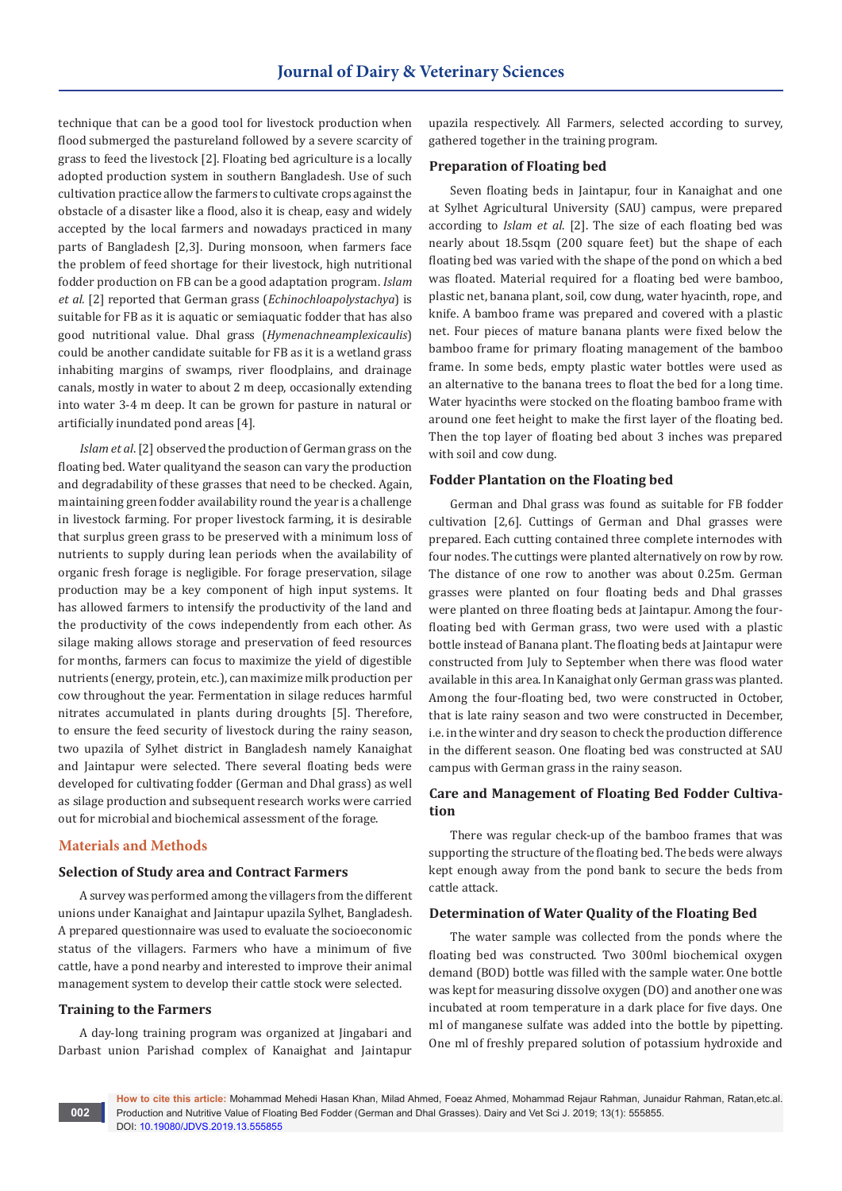technique that can be a good tool for livestock production when flood submerged the pastureland followed by a severe scarcity of grass to feed the livestock [2]. Floating bed agriculture is a locally adopted production system in southern Bangladesh. Use of such cultivation practice allow the farmers to cultivate crops against the obstacle of a disaster like a flood, also it is cheap, easy and widely accepted by the local farmers and nowadays practiced in many parts of Bangladesh [2,3]. During monsoon, when farmers face the problem of feed shortage for their livestock, high nutritional fodder production on FB can be a good adaptation program. *Islam et al.* [2] reported that German grass (*Echinochloapolystachya*) is suitable for FB as it is aquatic or semiaquatic fodder that has also good nutritional value. Dhal grass (*Hymenachneamplexicaulis*) could be another candidate suitable for FB as it is a wetland grass inhabiting margins of swamps, river floodplains, and drainage canals, mostly in water to about 2 m deep, occasionally extending into water 3-4 m deep. It can be grown for pasture in natural or artificially inundated pond areas [4].

*Islam et al*. [2] observed the production of German grass on the floating bed. Water qualityand the season can vary the production and degradability of these grasses that need to be checked. Again, maintaining green fodder availability round the year is a challenge in livestock farming. For proper livestock farming, it is desirable that surplus green grass to be preserved with a minimum loss of nutrients to supply during lean periods when the availability of organic fresh forage is negligible. For forage preservation, silage production may be a key component of high input systems. It has allowed farmers to intensify the productivity of the land and the productivity of the cows independently from each other. As silage making allows storage and preservation of feed resources for months, farmers can focus to maximize the yield of digestible nutrients (energy, protein, etc.), can maximize milk production per cow throughout the year. Fermentation in silage reduces harmful nitrates accumulated in plants during droughts [5]. Therefore, to ensure the feed security of livestock during the rainy season, two upazila of Sylhet district in Bangladesh namely Kanaighat and Jaintapur were selected. There several floating beds were developed for cultivating fodder (German and Dhal grass) as well as silage production and subsequent research works were carried out for microbial and biochemical assessment of the forage.

## Materials and Methods

### Selection of Study area and Contract Farmers

A survey was performed among the villagers from the different unions under Kanaighat and Jaintapur upazila Sylhet, Bangladesh. A prepared questionnaire was used to evaluate the socioeconomic status of the villagers. Farmers who have a minimum of five cattle, have a pond nearby and interested to improve their animal management system to develop their cattle stock were selected.

### Training to the Farmers

A day-long training program was organized at Jingabari and Darbast union Parishad complex of Kanaighat and Jaintapur upazila respectively. All Farmers, selected according to survey, gathered together in the training program.

### Preparation of Floating bed

Seven floating beds in Jaintapur, four in Kanaighat and one at Sylhet Agricultural University (SAU) campus, were prepared according to *Islam et al*. [2]. The size of each floating bed was nearly about 18.5sqm (200 square feet) but the shape of each floating bed was varied with the shape of the pond on which a bed was floated. Material required for a floating bed were bamboo, plastic net, banana plant, soil, cow dung, water hyacinth, rope, and knife. A bamboo frame was prepared and covered with a plastic net. Four pieces of mature banana plants were fixed below the bamboo frame for primary floating management of the bamboo frame. In some beds, empty plastic water bottles were used as an alternative to the banana trees to float the bed for a long time. Water hyacinths were stocked on the floating bamboo frame with around one feet height to make the first layer of the floating bed. Then the top layer of floating bed about 3 inches was prepared with soil and cow dung.

### Fodder Plantation on the Floating bed

German and Dhal grass was found as suitable for FB fodder cultivation [2,6]. Cuttings of German and Dhal grasses were prepared. Each cutting contained three complete internodes with four nodes. The cuttings were planted alternatively on row by row. The distance of one row to another was about 0.25m. German grasses were planted on four floating beds and Dhal grasses were planted on three floating beds at Jaintapur. Among the four-floating bed with German grass, two were used with a plastic bottle instead of Banana plant. The floating beds at Jaintapur were constructed from July to September when there was flood water available in this area. In Kanaighat only German grass was planted. Among the four-floating bed, two were constructed in October, that is late rainy season and two were constructed in December, i.e. in the winter and dry season to check the production difference in the different season. One floating bed was constructed at SAU campus with German grass in the rainy season.

### Care and Management of Floating Bed Fodder Cultivation

There was regular check-up of the bamboo frames that was supporting the structure of the floating bed. The beds were always kept enough away from the pond bank to secure the beds from cattle attack.

### Determination of Water Quality of the Floating Bed

The water sample was collected from the ponds where the floating bed was constructed. Two 300ml biochemical oxygen demand (BOD) bottle was filled with the sample water. One bottle was kept for measuring dissolve oxygen (DO) and another one was incubated at room temperature in a dark place for five days. One ml of manganese sulfate was added into the bottle by pipetting. One ml of freshly prepared solution of potassium hydroxide and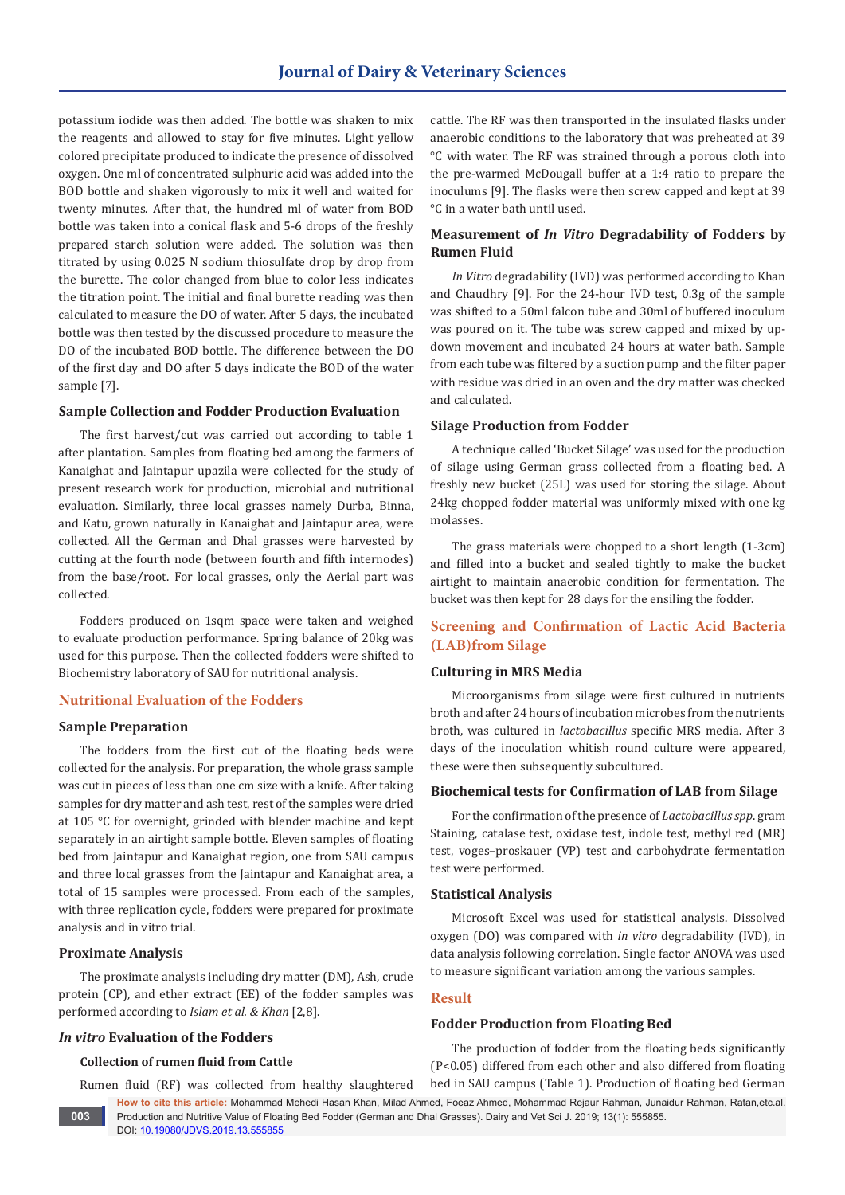potassium iodide was then added. The bottle was shaken to mix the reagents and allowed to stay for five minutes. Light yellow colored precipitate produced to indicate the presence of dissolved oxygen. One ml of concentrated sulphuric acid was added into the BOD bottle and shaken vigorously to mix it well and waited for twenty minutes. After that, the hundred ml of water from BOD bottle was taken into a conical flask and 5-6 drops of the freshly prepared starch solution were added. The solution was then titrated by using 0.025 N sodium thiosulfate drop by drop from the burette. The color changed from blue to color less indicates the titration point. The initial and final burette reading was then calculated to measure the DO of water. After 5 days, the incubated bottle was then tested by the discussed procedure to measure the DO of the incubated BOD bottle. The difference between the DO of the first day and DO after 5 days indicate the BOD of the water sample [7].

### Sample Collection and Fodder Production Evaluation

The first harvest/cut was carried out according to table 1 after plantation. Samples from floating bed among the farmers of Kanaighat and Jaintapur upazila were collected for the study of present research work for production, microbial and nutritional evaluation. Similarly, three local grasses namely Durba, Binna, and Katu, grown naturally in Kanaighat and Jaintapur area, were collected. All the German and Dhal grasses were harvested by cutting at the fourth node (between fourth and fifth internodes) from the base/root. For local grasses, only the Aerial part was collected.

Fodders produced on 1sqm space were taken and weighed to evaluate production performance. Spring balance of 20kg was used for this purpose. Then the collected fodders were shifted to Biochemistry laboratory of SAU for nutritional analysis.

## Nutritional Evaluation of the Fodders

### Sample Preparation

The fodders from the first cut of the floating beds were collected for the analysis. For preparation, the whole grass sample was cut in pieces of less than one cm size with a knife. After taking samples for dry matter and ash test, rest of the samples were dried at 105 °C for overnight, grinded with blender machine and kept separately in an airtight sample bottle. Eleven samples of floating bed from Jaintapur and Kanaighat region, one from SAU campus and three local grasses from the Jaintapur and Kanaighat area, a total of 15 samples were processed. From each of the samples, with three replication cycle, fodders were prepared for proximate analysis and in vitro trial.

### Proximate Analysis

The proximate analysis including dry matter (DM), Ash, crude protein (CP), and ether extract (EE) of the fodder samples was performed according to *Islam et al. & Khan* [2,8].

### *In vitro* Evaluation of the Fodders

#### Collection of rumen fluid from Cattle

Rumen fluid (RF) was collected from healthy slaughtered cattle. The RF was then transported in the insulated flasks under anaerobic conditions to the laboratory that was preheated at 39 °C with water. The RF was strained through a porous cloth into the pre-warmed McDougall buffer at a 1:4 ratio to prepare the inoculums [9]. The flasks were then screw capped and kept at 39 °C in a water bath until used.

### Measurement of *In Vitro* Degradability of Fodders by Rumen Fluid

*In Vitro* degradability (IVD) was performed according to Khan and Chaudhry [9]. For the 24-hour IVD test, 0.3g of the sample was shifted to a 50ml falcon tube and 30ml of buffered inoculum was poured on it. The tube was screw capped and mixed by up-down movement and incubated 24 hours at water bath. Sample from each tube was filtered by a suction pump and the filter paper with residue was dried in an oven and the dry matter was checked and calculated.

### Silage Production from Fodder

A technique called 'Bucket Silage' was used for the production of silage using German grass collected from a floating bed. A freshly new bucket (25L) was used for storing the silage. About 24kg chopped fodder material was uniformly mixed with one kg molasses.

The grass materials were chopped to a short length (1-3cm) and filled into a bucket and sealed tightly to make the bucket airtight to maintain anaerobic condition for fermentation. The bucket was then kept for 28 days for the ensiling the fodder.

## Screening and Confirmation of Lactic Acid Bacteria (LAB)from Silage

### Culturing in MRS Media

Microorganisms from silage were first cultured in nutrients broth and after 24 hours of incubation microbes from the nutrients broth, was cultured in *lactobacillus* specific MRS media. After 3 days of the inoculation whitish round culture were appeared, these were then subsequently subcultured.

### Biochemical tests for Confirmation of LAB from Silage

For the confirmation of the presence of *Lactobacillus spp*. gram Staining, catalase test, oxidase test, indole test, methyl red (MR) test, voges–proskauer (VP) test and carbohydrate fermentation test were performed.

### Statistical Analysis

Microsoft Excel was used for statistical analysis. Dissolved oxygen (DO) was compared with *in vitro* degradability (IVD), in data analysis following correlation. Single factor ANOVA was used to measure significant variation among the various samples.

## Result

### Fodder Production from Floating Bed

The production of fodder from the floating beds significantly ($P<0.05$) differed from each other and also differed from floating bed in SAU campus (Table 1). Production of floating bed German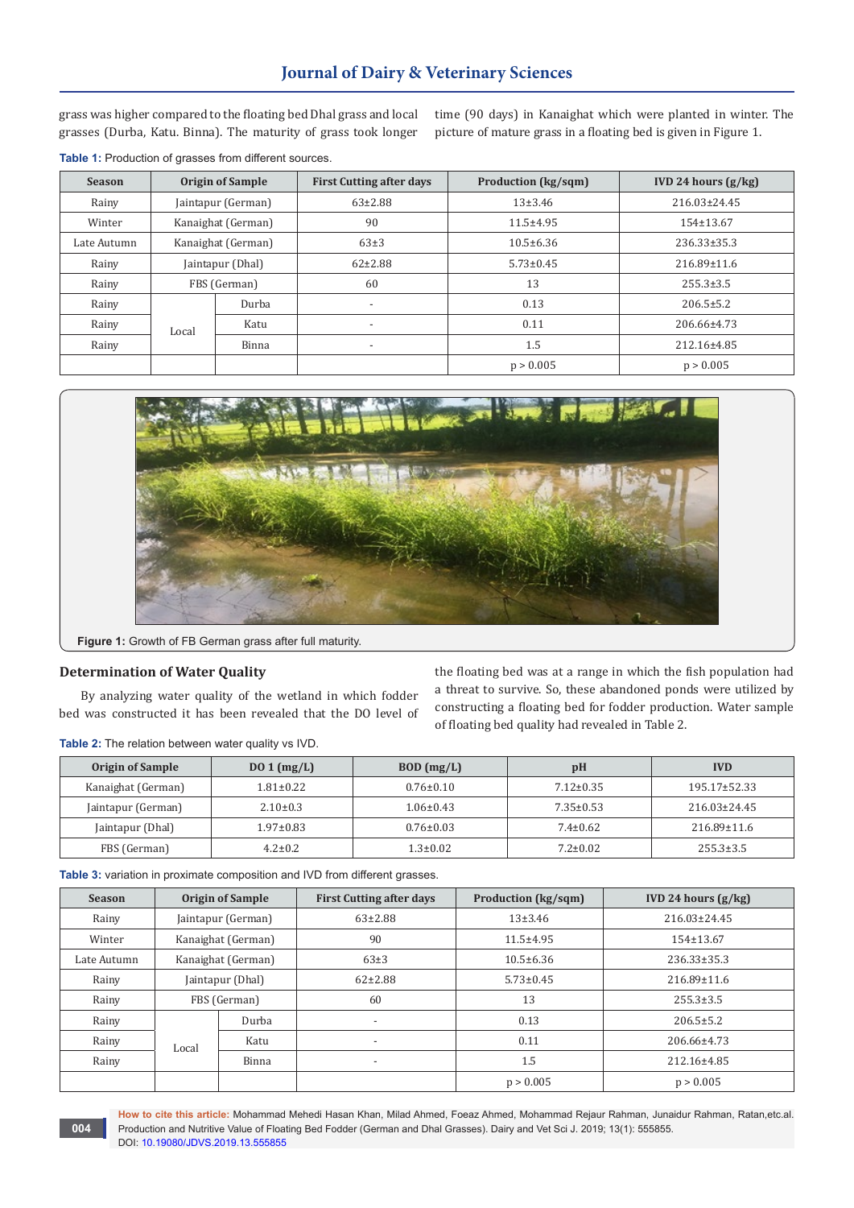grass was higher compared to the floating bed Dhal grass and local grasses (Durba, Katu. Binna). The maturity of grass took longer time (90 days) in Kanaighat which were planted in winter. The picture of mature grass in a floating bed is given in Figure 1.

**Table 1:** Production of grasses from different sources.

| Season | Origin of Sample | | First Cutting after days | Production (kg/sqm) | IVD 24 hours (g/kg) |
|---|---|---|---|---|---|
| Rainy | Jaintapur (German) | | 63±2.88 | 13±3.46 | 216.03±24.45 |
| Winter | Kanaighat (German) | | 90 | 11.5±4.95 | 154±13.67 |
| Late Autumn | Kanaighat (German) | | 63±3 | 10.5±6.36 | 236.33±35.3 |
| Rainy | Jaintapur (Dhal) | | 62±2.88 | 5.73±0.45 | 216.89±11.6 |
| Rainy | FBS (German) | | 60 | 13 | 255.3±3.5 |
| Rainy | Local | Durba | - | 0.13 | 206.5±5.2 |
| Rainy | | Katu | - | 0.11 | 206.66±4.73 |
| Rainy | | Binna | - | 1.5 | 212.16±4.85 |
| | | | | $p > 0.005$ | $p > 0.005$ |

Figure 1: Growth of FB German grass after full maturity.

## Determination of Water Quality

By analyzing water quality of the wetland in which fodder bed was constructed it has been revealed that the DO level of the floating bed was at a range in which the fish population had a threat to survive. So, these abandoned ponds were utilized by constructing a floating bed for fodder production. Water sample of floating bed quality had revealed in Table 2.

**Table 2:** The relation between water quality vs IVD.

| Origin of Sample | DO 1 (mg/L) | BOD (mg/L) | pH | IVD |
|---|---|---|---|---|
| Kanaighat (German) | 1.81±0.22 | 0.76±0.10 | 7.12±0.35 | 195.17±52.33 |
| Jaintapur (German) | 2.10±0.3 | 1.06±0.43 | 7.35±0.53 | 216.03±24.45 |
| Jaintapur (Dhal) | 1.97±0.83 | 0.76±0.03 | 7.4±0.62 | 216.89±11.6 |
| FBS (German) | 4.2±0.2 | 1.3±0.02 | 7.2±0.02 | 255.3±3.5 |

**Table 3:** variation in proximate composition and IVD from different grasses.

| Season | Origin of Sample | | First Cutting after days | Production (kg/sqm) | IVD 24 hours (g/kg) |
|---|---|---|---|---|---|
| Rainy | Jaintapur (German) | | 63±2.88 | 13±3.46 | 216.03±24.45 |
| Winter | Kanaighat (German) | | 90 | 11.5±4.95 | 154±13.67 |
| Late Autumn | Kanaighat (German) | | 63±3 | 10.5±6.36 | 236.33±35.3 |
| Rainy | Jaintapur (Dhal) | | 62±2.88 | 5.73±0.45 | 216.89±11.6 |
| Rainy | FBS (German) | | 60 | 13 | 255.3±3.5 |
| Rainy | Local | Durba | - | 0.13 | 206.5±5.2 |
| Rainy | | Katu | - | 0.11 | 206.66±4.73 |
| Rainy | | Binna | - | 1.5 | 212.16±4.85 |
| | | | | $p > 0.005$ | $p > 0.005$ |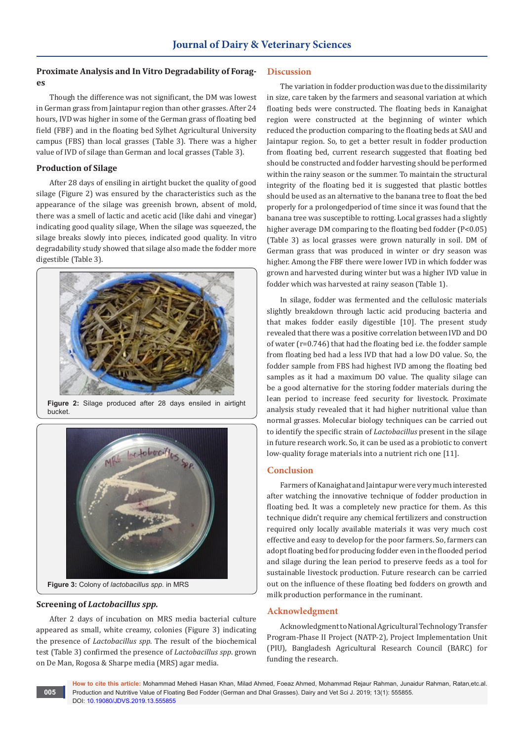### Proximate Analysis and In Vitro Degradability of Forages

Though the difference was not significant, the DM was lowest in German grass from Jaintapur region than other grasses. After 24 hours, IVD was higher in some of the German grass of floating bed field (FBF) and in the floating bed Sylhet Agricultural University campus (FBS) than local grasses (Table 3). There was a higher value of IVD of silage than German and local grasses (Table 3).

### Production of Silage

After 28 days of ensiling in airtight bucket the quality of good silage (Figure 2) was ensured by the characteristics such as the appearance of the silage was greenish brown, absent of mold, there was a smell of lactic and acetic acid (like dahi and vinegar) indicating good quality silage, When the silage was squeezed, the silage breaks slowly into pieces, indicated good quality. In vitro degradability study showed that silage also made the fodder more digestible (Table 3).

**Figure 2:** Silage produced after 28 days ensiled in airtight bucket.

**Figure 3:** Colony of *lactobacillus spp.* in MRS

### Screening of *Lactobacillus spp.*

After 2 days of incubation on MRS media bacterial culture appeared as small, white creamy, colonies (Figure 3) indicating the presence of *Lactobacillus spp*. The result of the biochemical test (Table 3) confirmed the presence of *Lactobacillus spp*. grown on De Man, Rogosa & Sharpe media (MRS) agar media.

## Discussion

The variation in fodder production was due to the dissimilarity in size, care taken by the farmers and seasonal variation at which floating beds were constructed. The floating beds in Kanaighat region were constructed at the beginning of winter which reduced the production comparing to the floating beds at SAU and Jaintapur region. So, to get a better result in fodder production from floating bed, current research suggested that floating bed should be constructed and fodder harvesting should be performed within the rainy season or the summer. To maintain the structural integrity of the floating bed it is suggested that plastic bottles should be used as an alternative to the banana tree to float the bed properly for a prolongedperiod of time since it was found that the banana tree was susceptible to rotting. Local grasses had a slightly higher average DM comparing to the floating bed fodder ($P<0.05$) (Table 3) as local grasses were grown naturally in soil. DM of German grass that was produced in winter or dry season was higher. Among the FBF there were lower IVD in which fodder was grown and harvested during winter but was a higher IVD value in fodder which was harvested at rainy season (Table 1).

In silage, fodder was fermented and the cellulosic materials slightly breakdown through lactic acid producing bacteria and that makes fodder easily digestible [10]. The present study revealed that there was a positive correlation between IVD and DO of water ($r=0.746$) that had the floating bed i.e. the fodder sample from floating bed had a less IVD that had a low DO value. So, the fodder sample from FBS had highest IVD among the floating bed samples as it had a maximum DO value. The quality silage can be a good alternative for the storing fodder materials during the lean period to increase feed security for livestock. Proximate analysis study revealed that it had higher nutritional value than normal grasses. Molecular biology techniques can be carried out to identify the specific strain of *Lactobacillus* present in the silage in future research work. So, it can be used as a probiotic to convert low-quality forage materials into a nutrient rich one [11].

## Conclusion

Farmers of Kanaighat and Jaintapur were very much interested after watching the innovative technique of fodder production in floating bed. It was a completely new practice for them. As this technique didn't require any chemical fertilizers and construction required only locally available materials it was very much cost effective and easy to develop for the poor farmers. So, farmers can adopt floating bed for producing fodder even in the flooded period and silage during the lean period to preserve feeds as a tool for sustainable livestock production. Future research can be carried out on the influence of these floating bed fodders on growth and milk production performance in the ruminant.

## Acknowledgment

Acknowledgment to National Agricultural Technology Transfer Program-Phase II Project (NATP-2), Project Implementation Unit (PIU), Bangladesh Agricultural Research Council (BARC) for funding the research.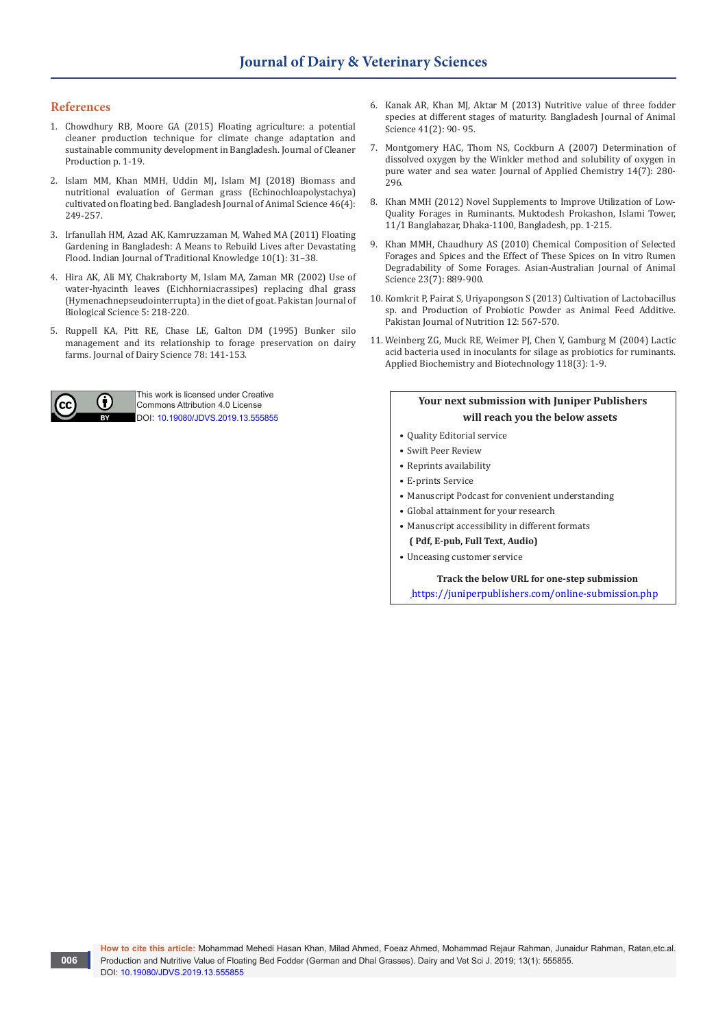## References

1. Chowdhury RB, Moore GA (2015) Floating agriculture: a potential cleaner production technique for climate change adaptation and sustainable community development in Bangladesh. Journal of Cleaner Production p. 1-19.
2. Islam MM, Khan MMH, Uddin MJ, Islam MJ (2018) Biomass and nutritional evaluation of German grass (Echinochloapolystachya) cultivated on floating bed. Bangladesh Journal of Animal Science 46(4): 249-257.
3. Irfanullah HM, Azad AK, Kamruzzaman M, Wahed MA (2011) Floating Gardening in Bangladesh: A Means to Rebuild Lives after Devastating Flood. Indian Journal of Traditional Knowledge 10(1): 31–38.
4. Hira AK, Ali MY, Chakraborty M, Islam MA, Zaman MR (2002) Use of water-hyacinth leaves (Eichhorniacrassipes) replacing dhal grass (Hymenachnepseudointerrupta) in the diet of goat. Pakistan Journal of Biological Science 5: 218-220.
5. Ruppell KA, Pitt RE, Chase LE, Galton DM (1995) Bunker silo management and its relationship to forage preservation on dairy farms. Journal of Dairy Science 78: 141-153.
6. Kanak AR, Khan MJ, Aktar M (2013) Nutritive value of three fodder species at different stages of maturity. Bangladesh Journal of Animal Science 41(2): 90- 95.
7. Montgomery HAC, Thom NS, Cockburn A (2007) Determination of dissolved oxygen by the Winkler method and solubility of oxygen in pure water and sea water. Journal of Applied Chemistry 14(7): 280-296.
8. Khan MMH (2012) Novel Supplements to Improve Utilization of Low-Quality Forages in Ruminants. Muktodesh Prokashon, Islami Tower, 11/1 Banglabazar, Dhaka-1100, Bangladesh, pp. 1-215.
9. Khan MMH, Chaudhury AS (2010) Chemical Composition of Selected Forages and Spices and the Effect of These Spices on In vitro Rumen Degradability of Some Forages. Asian-Australian Journal of Animal Science 23(7): 889-900.
10. Komkrit P, Pairat S, Uriyapongson S (2013) Cultivation of Lactobacillus sp. and Production of Probiotic Powder as Animal Feed Additive. Pakistan Journal of Nutrition 12: 567-570.
11. Weinberg ZG, Muck RE, Weimer PJ, Chen Y, Gamburg M (2004) Lactic acid bacteria used in inoculants for silage as probiotics for ruminants. Applied Biochemistry and Biotechnology 118(3): 1-9.

This work is licensed under Creative Commons Attribution 4.0 License
DOI: 10.19080/JDVS.2019.13.555855

**Your next submission with Juniper Publishers will reach you the below assets**

- Quality Editorial service
- Swift Peer Review
- Reprints availability
- E-prints Service
- Manuscript Podcast for convenient understanding
- Global attainment for your research
- Manuscript accessibility in different formats
  **( Pdf, E-pub, Full Text, Audio)**
- Unceasing customer service

**Track the below URL for one-step submission**
https://juniperpublishers.com/online-submission.php

**How to cite this article:** Mohammad Mehedi Hasan Khan, Milad Ahmed, Foeaz Ahmed, Mohammad Rejaur Rahman, Junaidur Rahman, Ratan,etc.al. Production and Nutritive Value of Floating Bed Fodder (German and Dhal Grasses). Dairy and Vet Sci J. 2019; 13(1): 555855. DOI: 10.19080/JDVS.2019.13.555855